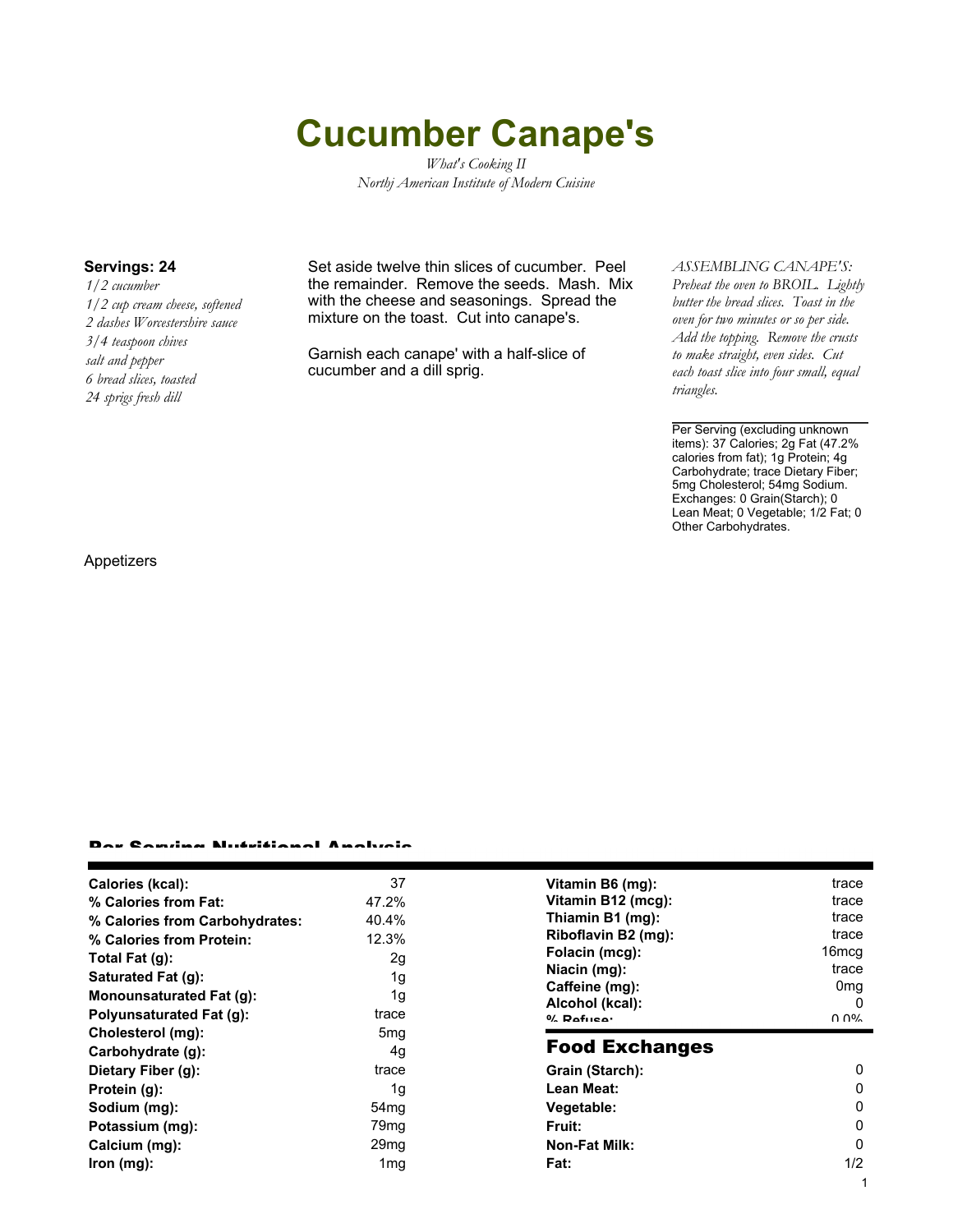# Cucumber Canape's

*What's Cooking II*
*Northj American Institute of Modern Cuisine*

**Servings: 24**

*1/2 cucumber*
*1/2 cup cream cheese, softened*
*2 dashes Worcestershire sauce*
*3/4 teaspoon chives*
*salt and pepper*
*6 bread slices, toasted*
*24 sprigs fresh dill*

Set aside twelve thin slices of cucumber. Peel the remainder. Remove the seeds. Mash. Mix with the cheese and seasonings. Spread the mixture on the toast. Cut into canape's.

Garnish each canape' with a half-slice of cucumber and a dill sprig.

*ASSEMBLING CANAPE'S: Preheat the oven to BROIL. Lightly butter the bread slices. Toast in the oven for two minutes or so per side. Add the topping. Remove the crusts to make straight, even sides. Cut each toast slice into four small, equal triangles.*

Per Serving (excluding unknown items): 37 Calories; 2g Fat (47.2% calories from fat); 1g Protein; 4g Carbohydrate; trace Dietary Fiber; 5mg Cholesterol; 54mg Sodium. Exchanges: 0 Grain(Starch); 0 Lean Meat; 0 Vegetable; 1/2 Fat; 0 Other Carbohydrates.

Appetizers

## Per Serving Nutritional Analysis

| | |
|---|---|
| **Calories (kcal):** | 37 |
| **% Calories from Fat:** | 47.2% |
| **% Calories from Carbohydrates:** | 40.4% |
| **% Calories from Protein:** | 12.3% |
| **Total Fat (g):** | 2g |
| **Saturated Fat (g):** | 1g |
| **Monounsaturated Fat (g):** | 1g |
| **Polyunsaturated Fat (g):** | trace |
| **Cholesterol (mg):** | 5mg |
| **Carbohydrate (g):** | 4g |
| **Dietary Fiber (g):** | trace |
| **Protein (g):** | 1g |
| **Sodium (mg):** | 54mg |
| **Potassium (mg):** | 79mg |
| **Calcium (mg):** | 29mg |
| **Iron (mg):** | 1mg |

| | |
|---|---|
| **Vitamin B6 (mg):** | trace |
| **Vitamin B12 (mcg):** | trace |
| **Thiamin B1 (mg):** | trace |
| **Riboflavin B2 (mg):** | trace |
| **Folacin (mcg):** | 16mcg |
| **Niacin (mg):** | trace |
| **Caffeine (mg):** | 0mg |
| **Alcohol (kcal):** | 0 |
| **% Refuse:** | 0.0% |

## Food Exchanges

| | |
|---|---|
| **Grain (Starch):** | 0 |
| **Lean Meat:** | 0 |
| **Vegetable:** | 0 |
| **Fruit:** | 0 |
| **Non-Fat Milk:** | 0 |
| **Fat:** | 1/2 |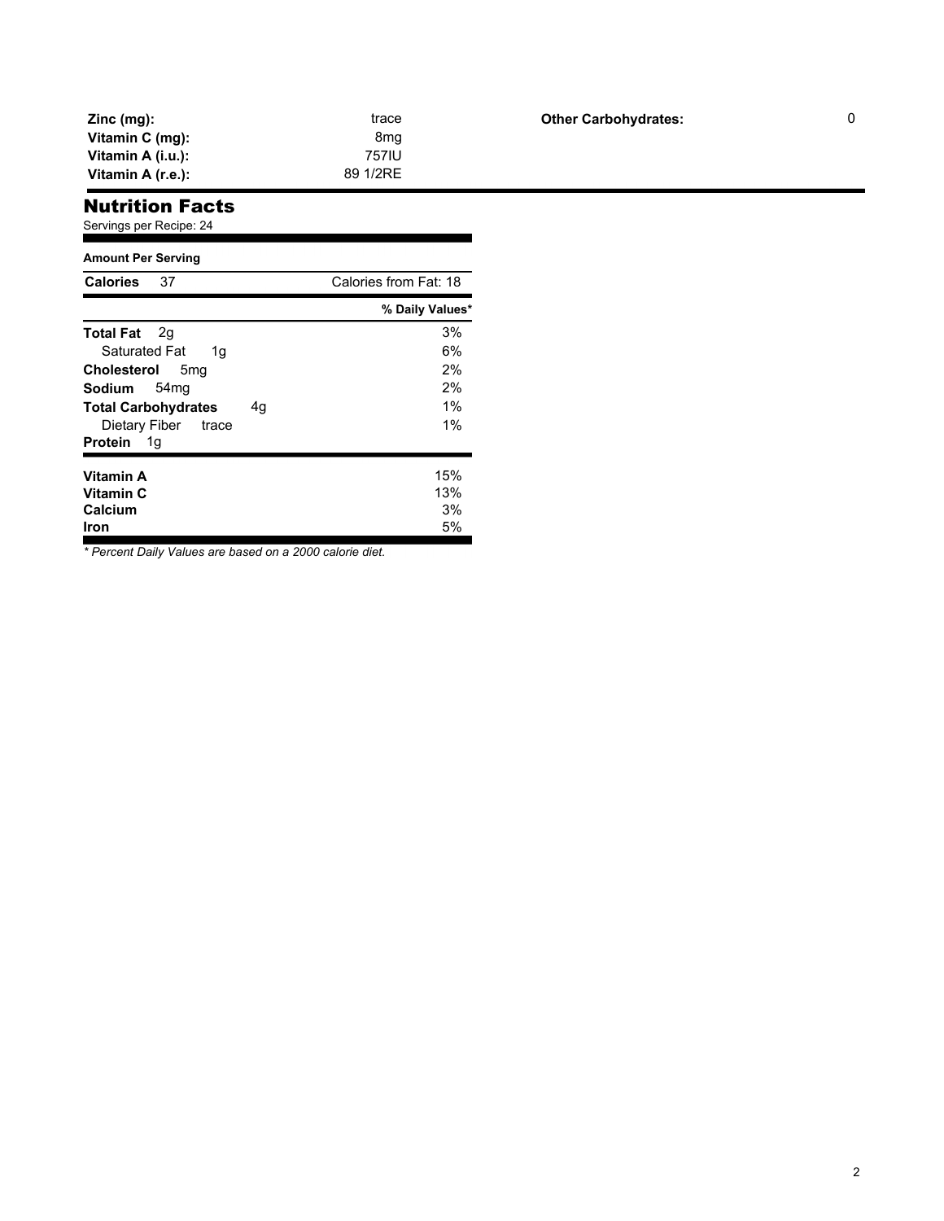| | |
|---|---|
| **Zinc (mg):** | trace |
| **Vitamin C (mg):** | 8mg |
| **Vitamin A (i.u.):** | 757IU |
| **Vitamin A (r.e.):** | 89 1/2RE |

| | |
|---|---|
| **Other Carbohydrates:** | 0 |

## Nutrition Facts

Servings per Recipe: 24

**Amount Per Serving**

**Calories** 37 — Calories from Fat: 18

| | % Daily Values* |
|---|---|
| **Total Fat** 2g | 3% |
| Saturated Fat 1g | 6% |
| **Cholesterol** 5mg | 2% |
| **Sodium** 54mg | 2% |
| **Total Carbohydrates** 4g | 1% |
| Dietary Fiber trace | 1% |
| **Protein** 1g | |
| **Vitamin A** | 15% |
| **Vitamin C** | 13% |
| **Calcium** | 3% |
| **Iron** | 5% |

*\* Percent Daily Values are based on a 2000 calorie diet.*